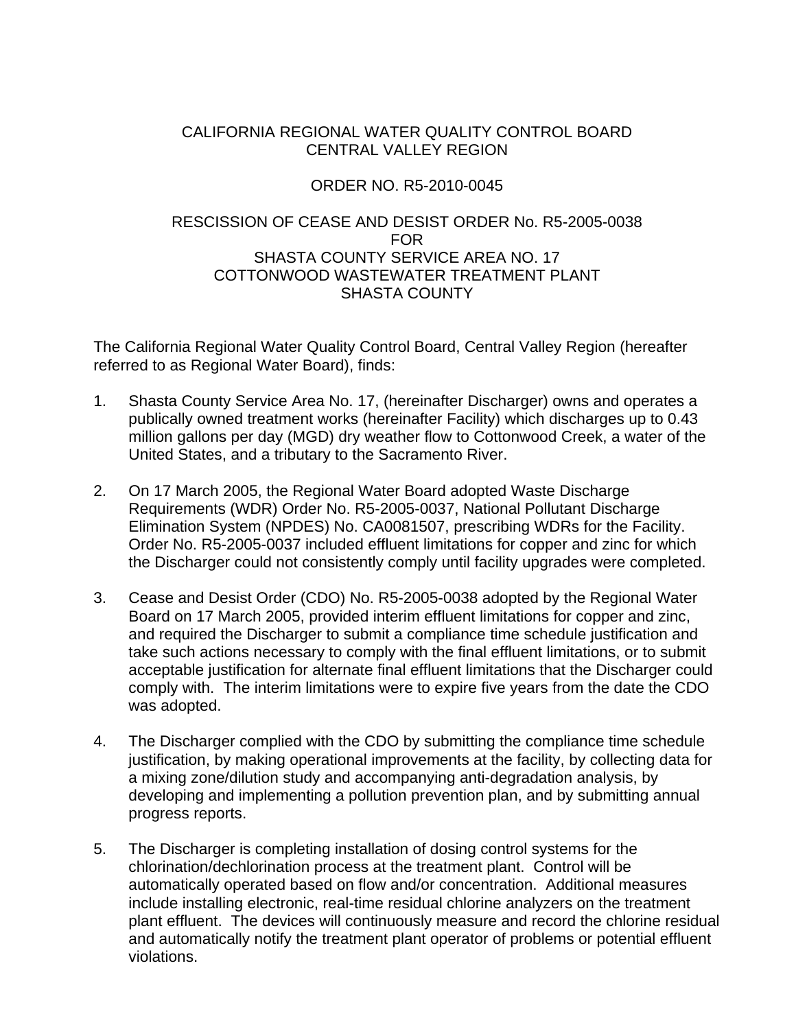CALIFORNIA REGIONAL WATER QUALITY CONTROL BOARD
CENTRAL VALLEY REGION

ORDER NO. R5-2010-0045

RESCISSION OF CEASE AND DESIST ORDER No. R5-2005-0038
FOR
SHASTA COUNTY SERVICE AREA NO. 17
COTTONWOOD WASTEWATER TREATMENT PLANT
SHASTA COUNTY

The California Regional Water Quality Control Board, Central Valley Region (hereafter referred to as Regional Water Board), finds:

1. Shasta County Service Area No. 17, (hereinafter Discharger) owns and operates a publically owned treatment works (hereinafter Facility) which discharges up to 0.43 million gallons per day (MGD) dry weather flow to Cottonwood Creek, a water of the United States, and a tributary to the Sacramento River.

2. On 17 March 2005, the Regional Water Board adopted Waste Discharge Requirements (WDR) Order No. R5-2005-0037, National Pollutant Discharge Elimination System (NPDES) No. CA0081507, prescribing WDRs for the Facility. Order No. R5-2005-0037 included effluent limitations for copper and zinc for which the Discharger could not consistently comply until facility upgrades were completed.

3. Cease and Desist Order (CDO) No. R5-2005-0038 adopted by the Regional Water Board on 17 March 2005, provided interim effluent limitations for copper and zinc, and required the Discharger to submit a compliance time schedule justification and take such actions necessary to comply with the final effluent limitations, or to submit acceptable justification for alternate final effluent limitations that the Discharger could comply with. The interim limitations were to expire five years from the date the CDO was adopted.

4. The Discharger complied with the CDO by submitting the compliance time schedule justification, by making operational improvements at the facility, by collecting data for a mixing zone/dilution study and accompanying anti-degradation analysis, by developing and implementing a pollution prevention plan, and by submitting annual progress reports.

5. The Discharger is completing installation of dosing control systems for the chlorination/dechlorination process at the treatment plant. Control will be automatically operated based on flow and/or concentration. Additional measures include installing electronic, real-time residual chlorine analyzers on the treatment plant effluent. The devices will continuously measure and record the chlorine residual and automatically notify the treatment plant operator of problems or potential effluent violations.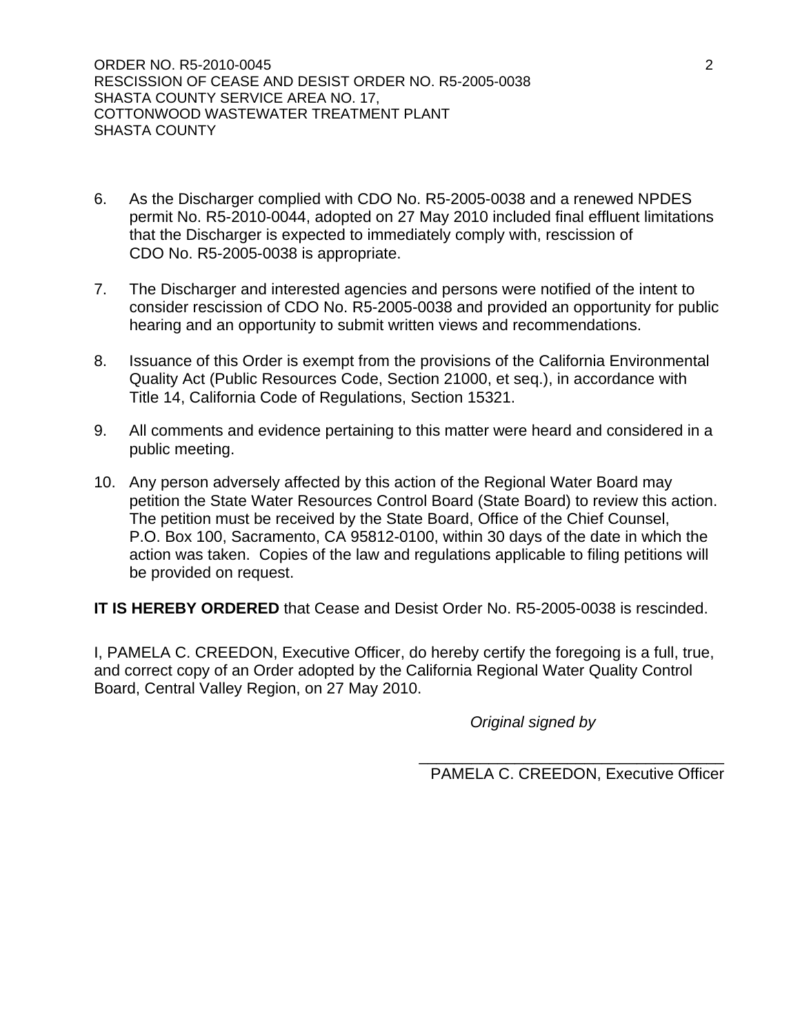6. As the Discharger complied with CDO No. R5-2005-0038 and a renewed NPDES permit No. R5-2010-0044, adopted on 27 May 2010 included final effluent limitations that the Discharger is expected to immediately comply with, rescission of CDO No. R5-2005-0038 is appropriate.

7. The Discharger and interested agencies and persons were notified of the intent to consider rescission of CDO No. R5-2005-0038 and provided an opportunity for public hearing and an opportunity to submit written views and recommendations.

8. Issuance of this Order is exempt from the provisions of the California Environmental Quality Act (Public Resources Code, Section 21000, et seq.), in accordance with Title 14, California Code of Regulations, Section 15321.

9. All comments and evidence pertaining to this matter were heard and considered in a public meeting.

10. Any person adversely affected by this action of the Regional Water Board may petition the State Water Resources Control Board (State Board) to review this action. The petition must be received by the State Board, Office of the Chief Counsel, P.O. Box 100, Sacramento, CA 95812-0100, within 30 days of the date in which the action was taken. Copies of the law and regulations applicable to filing petitions will be provided on request.

**IT IS HEREBY ORDERED** that Cease and Desist Order No. R5-2005-0038 is rescinded.

I, PAMELA C. CREEDON, Executive Officer, do hereby certify the foregoing is a full, true, and correct copy of an Order adopted by the California Regional Water Quality Control Board, Central Valley Region, on 27 May 2010.

*Original signed by*

\_\_\_\_\_\_\_\_\_\_\_\_\_\_\_\_\_\_\_\_\_\_\_\_\_\_\_\_\_\_\_\_\_\_\_\_

PAMELA C. CREEDON, Executive Officer